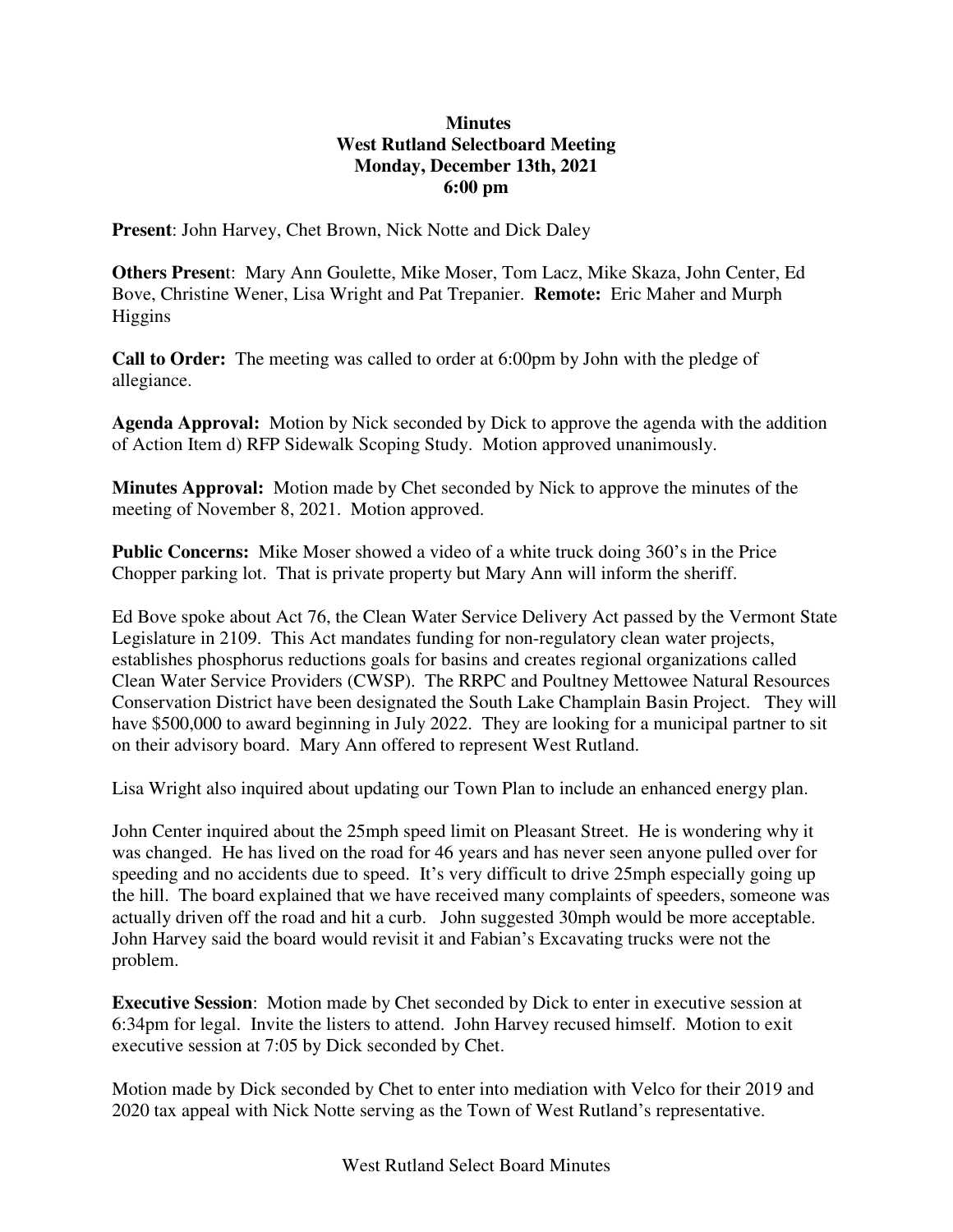**Minutes**
**West Rutland Selectboard Meeting**
**Monday, December 13th, 2021**
**6:00 pm**

**Present**: John Harvey, Chet Brown, Nick Notte and Dick Daley

**Others Present**: Mary Ann Goulette, Mike Moser, Tom Lacz, Mike Skaza, John Center, Ed Bove, Christine Wener, Lisa Wright and Pat Trepanier. **Remote:** Eric Maher and Murph Higgins

**Call to Order:** The meeting was called to order at 6:00pm by John with the pledge of allegiance.

**Agenda Approval:** Motion by Nick seconded by Dick to approve the agenda with the addition of Action Item d) RFP Sidewalk Scoping Study. Motion approved unanimously.

**Minutes Approval:** Motion made by Chet seconded by Nick to approve the minutes of the meeting of November 8, 2021. Motion approved.

**Public Concerns:** Mike Moser showed a video of a white truck doing 360's in the Price Chopper parking lot. That is private property but Mary Ann will inform the sheriff.

Ed Bove spoke about Act 76, the Clean Water Service Delivery Act passed by the Vermont State Legislature in 2109. This Act mandates funding for non-regulatory clean water projects, establishes phosphorus reductions goals for basins and creates regional organizations called Clean Water Service Providers (CWSP). The RRPC and Poultney Mettowee Natural Resources Conservation District have been designated the South Lake Champlain Basin Project. They will have $500,000 to award beginning in July 2022. They are looking for a municipal partner to sit on their advisory board. Mary Ann offered to represent West Rutland.

Lisa Wright also inquired about updating our Town Plan to include an enhanced energy plan.

John Center inquired about the 25mph speed limit on Pleasant Street. He is wondering why it was changed. He has lived on the road for 46 years and has never seen anyone pulled over for speeding and no accidents due to speed. It's very difficult to drive 25mph especially going up the hill. The board explained that we have received many complaints of speeders, someone was actually driven off the road and hit a curb. John suggested 30mph would be more acceptable. John Harvey said the board would revisit it and Fabian's Excavating trucks were not the problem.

**Executive Session**: Motion made by Chet seconded by Dick to enter in executive session at 6:34pm for legal. Invite the listers to attend. John Harvey recused himself. Motion to exit executive session at 7:05 by Dick seconded by Chet.

Motion made by Dick seconded by Chet to enter into mediation with Velco for their 2019 and 2020 tax appeal with Nick Notte serving as the Town of West Rutland's representative.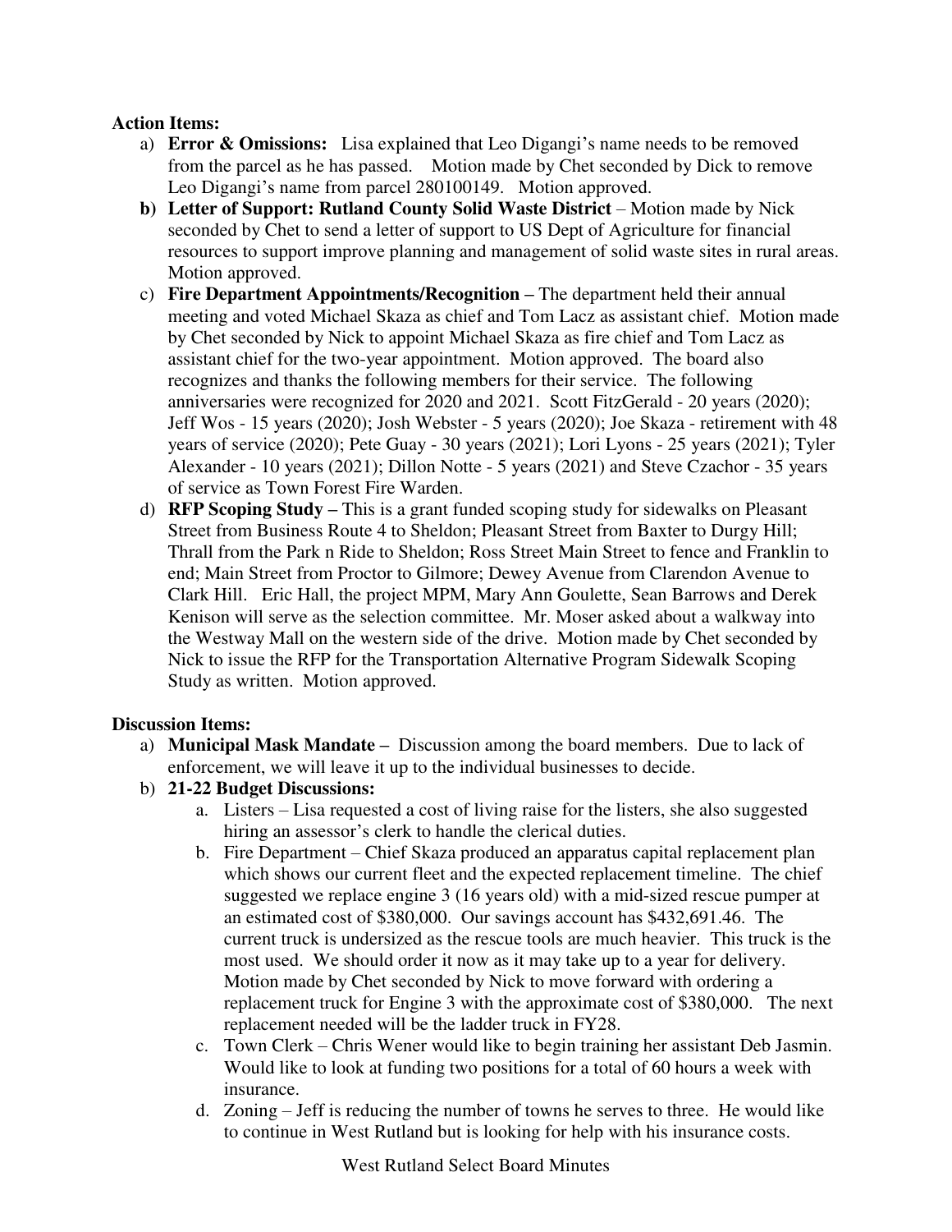**Action Items:**

a) **Error & Omissions:** Lisa explained that Leo Digangi's name needs to be removed from the parcel as he has passed. Motion made by Chet seconded by Dick to remove Leo Digangi's name from parcel 280100149. Motion approved.

b) **Letter of Support: Rutland County Solid Waste District** – Motion made by Nick seconded by Chet to send a letter of support to US Dept of Agriculture for financial resources to support improve planning and management of solid waste sites in rural areas. Motion approved.

c) **Fire Department Appointments/Recognition** – The department held their annual meeting and voted Michael Skaza as chief and Tom Lacz as assistant chief. Motion made by Chet seconded by Nick to appoint Michael Skaza as fire chief and Tom Lacz as assistant chief for the two-year appointment. Motion approved. The board also recognizes and thanks the following members for their service. The following anniversaries were recognized for 2020 and 2021. Scott FitzGerald - 20 years (2020); Jeff Wos - 15 years (2020); Josh Webster - 5 years (2020); Joe Skaza - retirement with 48 years of service (2020); Pete Guay - 30 years (2021); Lori Lyons - 25 years (2021); Tyler Alexander - 10 years (2021); Dillon Notte - 5 years (2021) and Steve Czachor - 35 years of service as Town Forest Fire Warden.

d) **RFP Scoping Study** – This is a grant funded scoping study for sidewalks on Pleasant Street from Business Route 4 to Sheldon; Pleasant Street from Baxter to Durgy Hill; Thrall from the Park n Ride to Sheldon; Ross Street Main Street to fence and Franklin to end; Main Street from Proctor to Gilmore; Dewey Avenue from Clarendon Avenue to Clark Hill. Eric Hall, the project MPM, Mary Ann Goulette, Sean Barrows and Derek Kenison will serve as the selection committee. Mr. Moser asked about a walkway into the Westway Mall on the western side of the drive. Motion made by Chet seconded by Nick to issue the RFP for the Transportation Alternative Program Sidewalk Scoping Study as written. Motion approved.

**Discussion Items:**

a) **Municipal Mask Mandate** – Discussion among the board members. Due to lack of enforcement, we will leave it up to the individual businesses to decide.

b) **21-22 Budget Discussions:**

   a. Listers – Lisa requested a cost of living raise for the listers, she also suggested hiring an assessor's clerk to handle the clerical duties.

   b. Fire Department – Chief Skaza produced an apparatus capital replacement plan which shows our current fleet and the expected replacement timeline. The chief suggested we replace engine 3 (16 years old) with a mid-sized rescue pumper at an estimated cost of $380,000. Our savings account has $432,691.46. The current truck is undersized as the rescue tools are much heavier. This truck is the most used. We should order it now as it may take up to a year for delivery. Motion made by Chet seconded by Nick to move forward with ordering a replacement truck for Engine 3 with the approximate cost of $380,000. The next replacement needed will be the ladder truck in FY28.

   c. Town Clerk – Chris Wener would like to begin training her assistant Deb Jasmin. Would like to look at funding two positions for a total of 60 hours a week with insurance.

   d. Zoning – Jeff is reducing the number of towns he serves to three. He would like to continue in West Rutland but is looking for help with his insurance costs.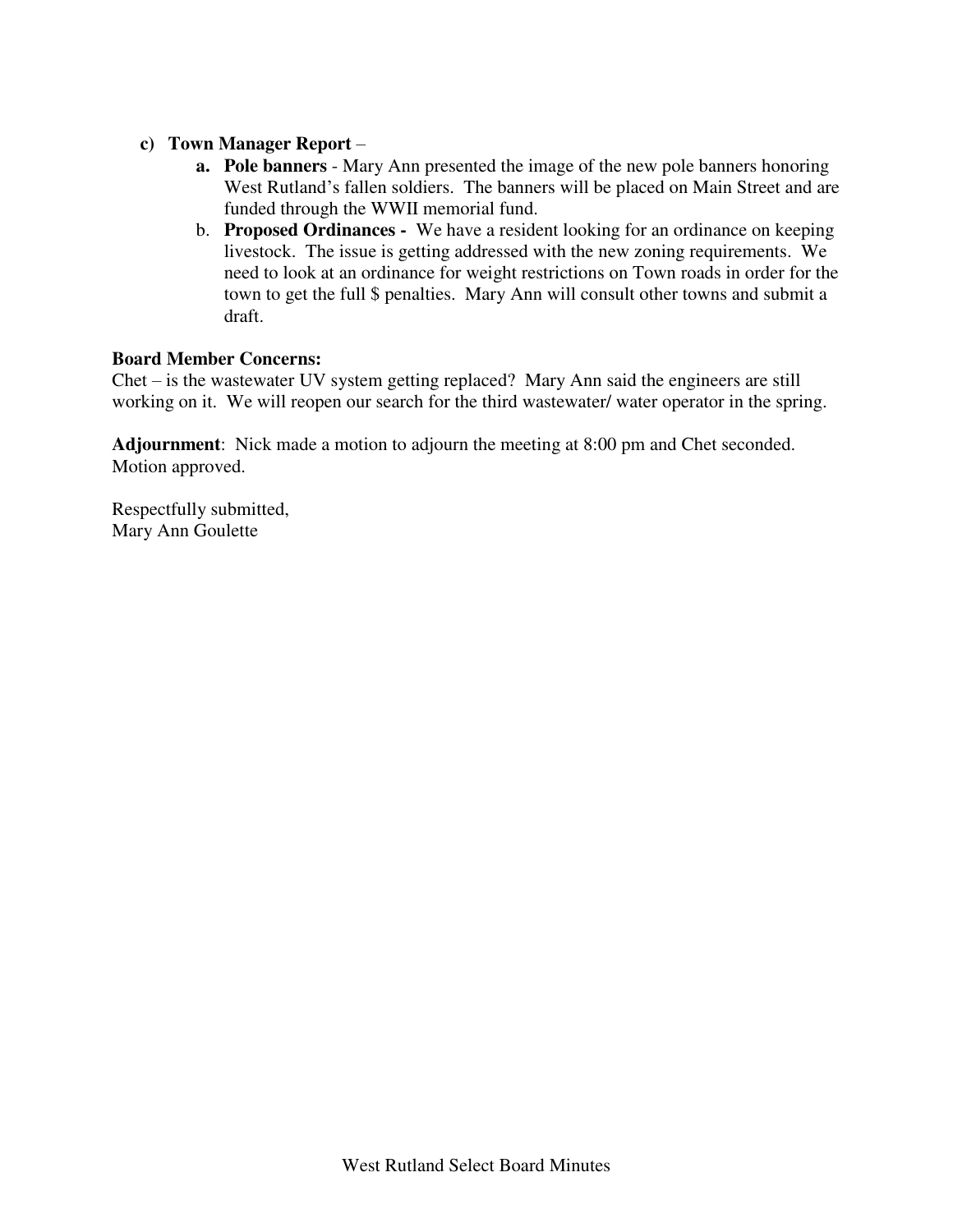c) **Town Manager Report** –

   a. **Pole banners** - Mary Ann presented the image of the new pole banners honoring West Rutland's fallen soldiers. The banners will be placed on Main Street and are funded through the WWII memorial fund.

   b. **Proposed Ordinances -** We have a resident looking for an ordinance on keeping livestock. The issue is getting addressed with the new zoning requirements. We need to look at an ordinance for weight restrictions on Town roads in order for the town to get the full $ penalties. Mary Ann will consult other towns and submit a draft.

**Board Member Concerns:**

Chet – is the wastewater UV system getting replaced? Mary Ann said the engineers are still working on it. We will reopen our search for the third wastewater/ water operator in the spring.

**Adjournment**: Nick made a motion to adjourn the meeting at 8:00 pm and Chet seconded. Motion approved.

Respectfully submitted,
Mary Ann Goulette